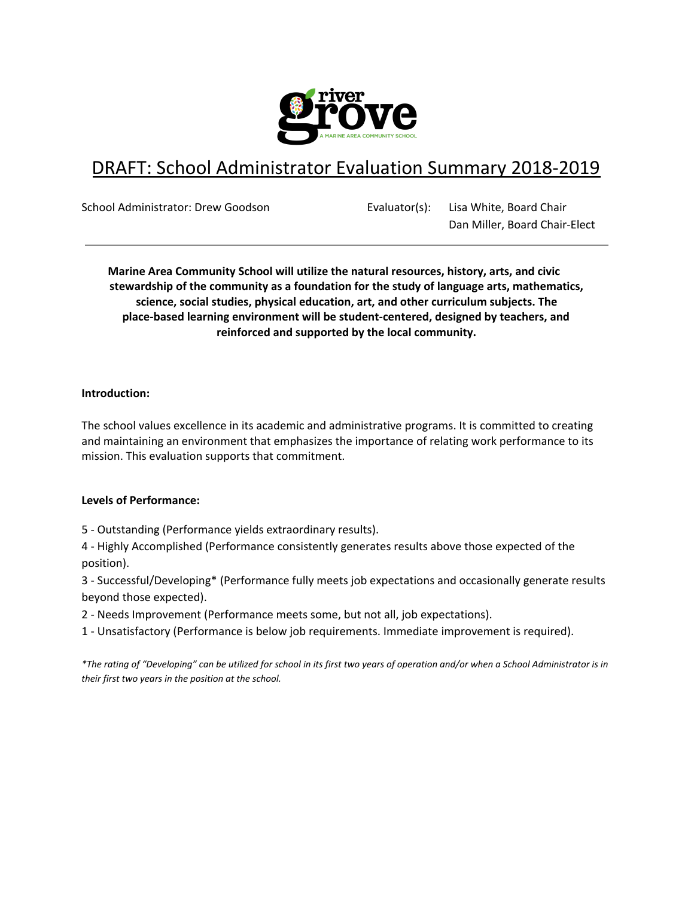# DRAFT: School Administrator Evaluation Summary 2018-2019

School Administrator: Drew Goodson

Evaluator(s): Lisa White, Board Chair
Dan Miller, Board Chair-Elect

---

**Marine Area Community School will utilize the natural resources, history, arts, and civic stewardship of the community as a foundation for the study of language arts, mathematics, science, social studies, physical education, art, and other curriculum subjects. The place-based learning environment will be student-centered, designed by teachers, and reinforced and supported by the local community.**

**Introduction:**

The school values excellence in its academic and administrative programs. It is committed to creating and maintaining an environment that emphasizes the importance of relating work performance to its mission. This evaluation supports that commitment.

**Levels of Performance:**

5 - Outstanding (Performance yields extraordinary results).

4 - Highly Accomplished (Performance consistently generates results above those expected of the position).

3 - Successful/Developing* (Performance fully meets job expectations and occasionally generate results beyond those expected).

2 - Needs Improvement (Performance meets some, but not all, job expectations).

1 - Unsatisfactory (Performance is below job requirements. Immediate improvement is required).

*\*The rating of "Developing" can be utilized for school in its first two years of operation and/or when a School Administrator is in their first two years in the position at the school.*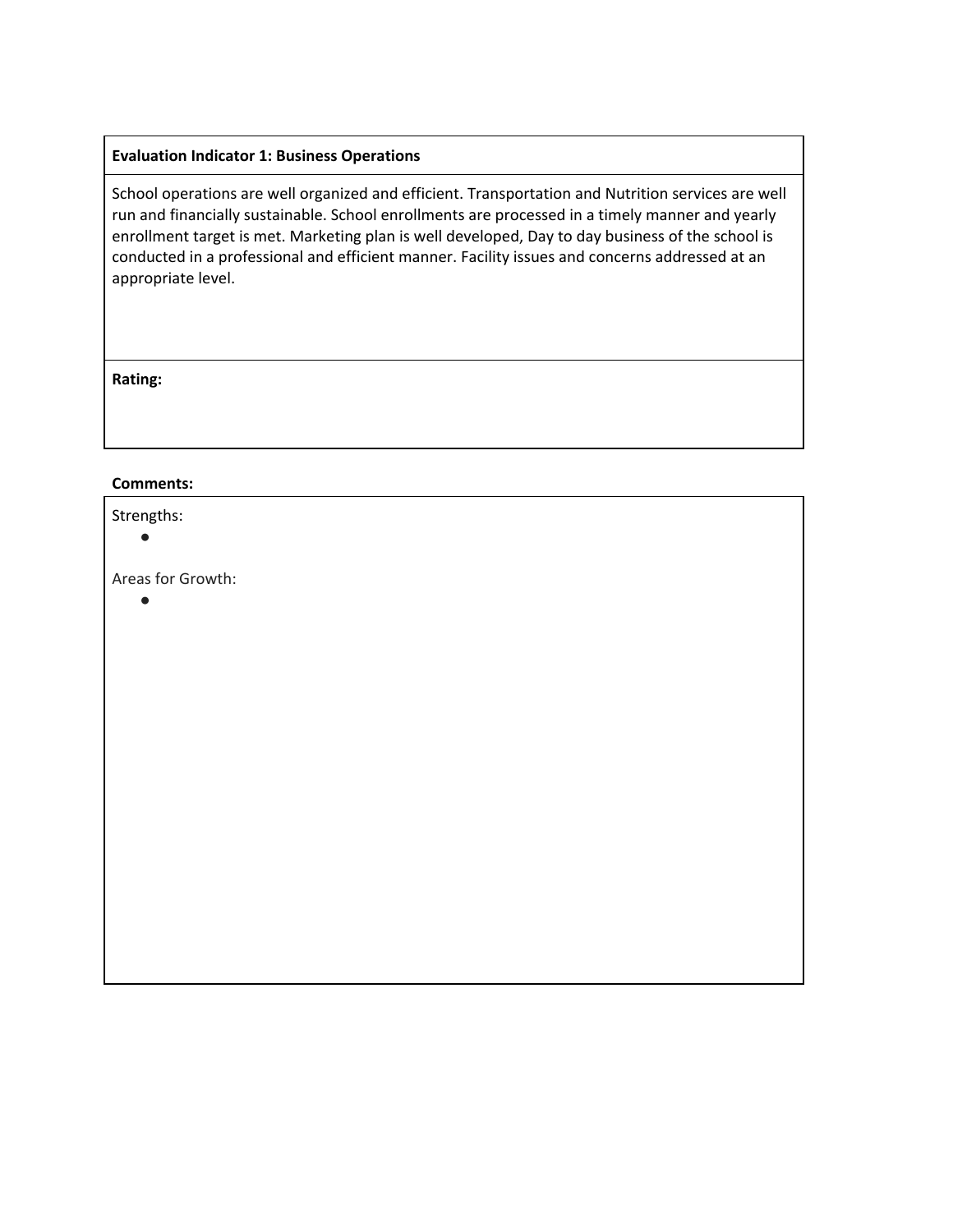| **Evaluation Indicator 1: Business Operations** |
|---|
| School operations are well organized and efficient. Transportation and Nutrition services are well run and financially sustainable. School enrollments are processed in a timely manner and yearly enrollment target is met. Marketing plan is well developed, Day to day business of the school is conducted in a professional and efficient manner. Facility issues and concerns addressed at an appropriate level. |
| **Rating:** |

**Comments:**

Strengths:

- 

Areas for Growth:

-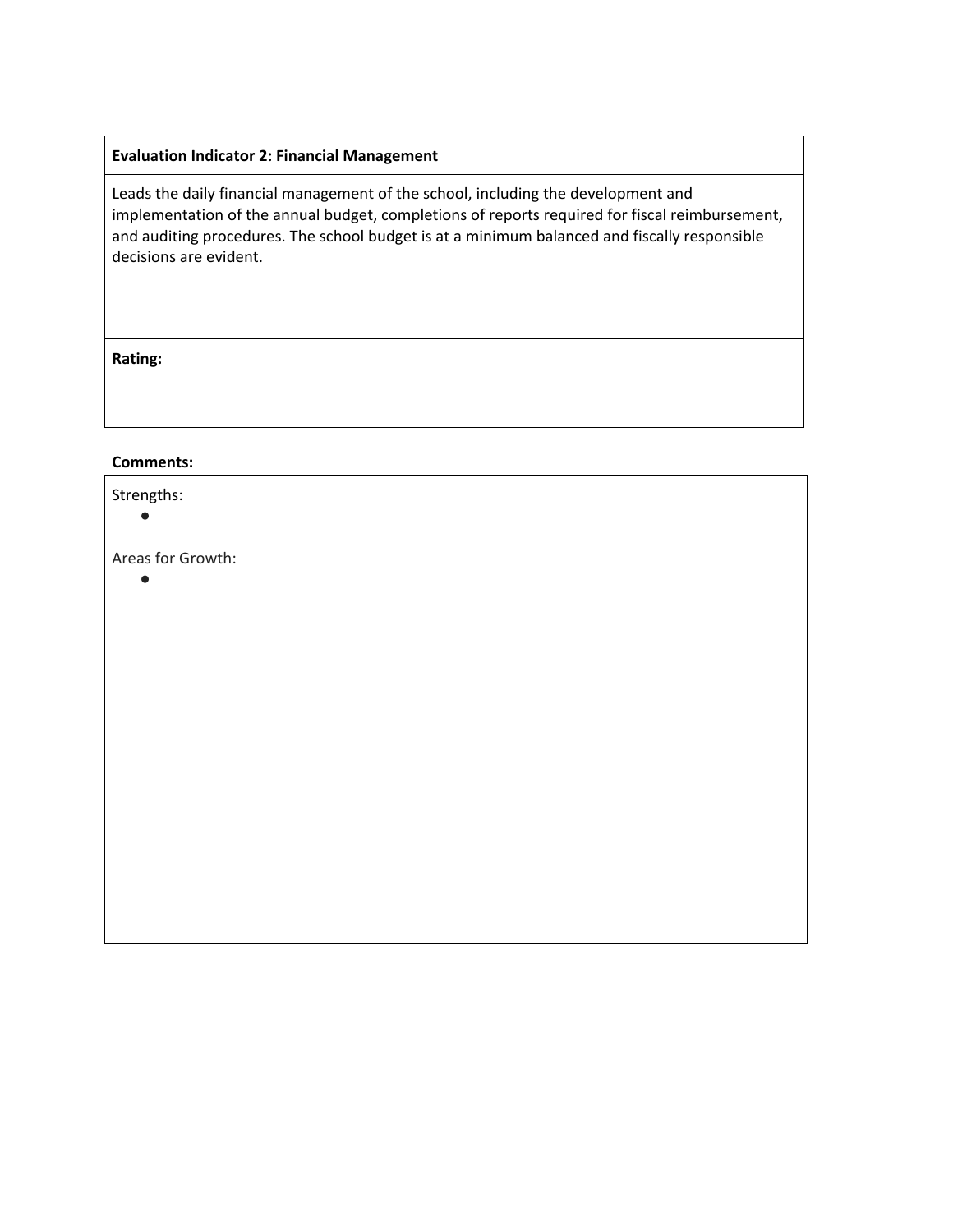| **Evaluation Indicator 2: Financial Management** |
| --- |
| Leads the daily financial management of the school, including the development and implementation of the annual budget, completions of reports required for fiscal reimbursement, and auditing procedures. The school budget is at a minimum balanced and fiscally responsible decisions are evident. |
| **Rating:** |

**Comments:**

Strengths:

-

Areas for Growth:

-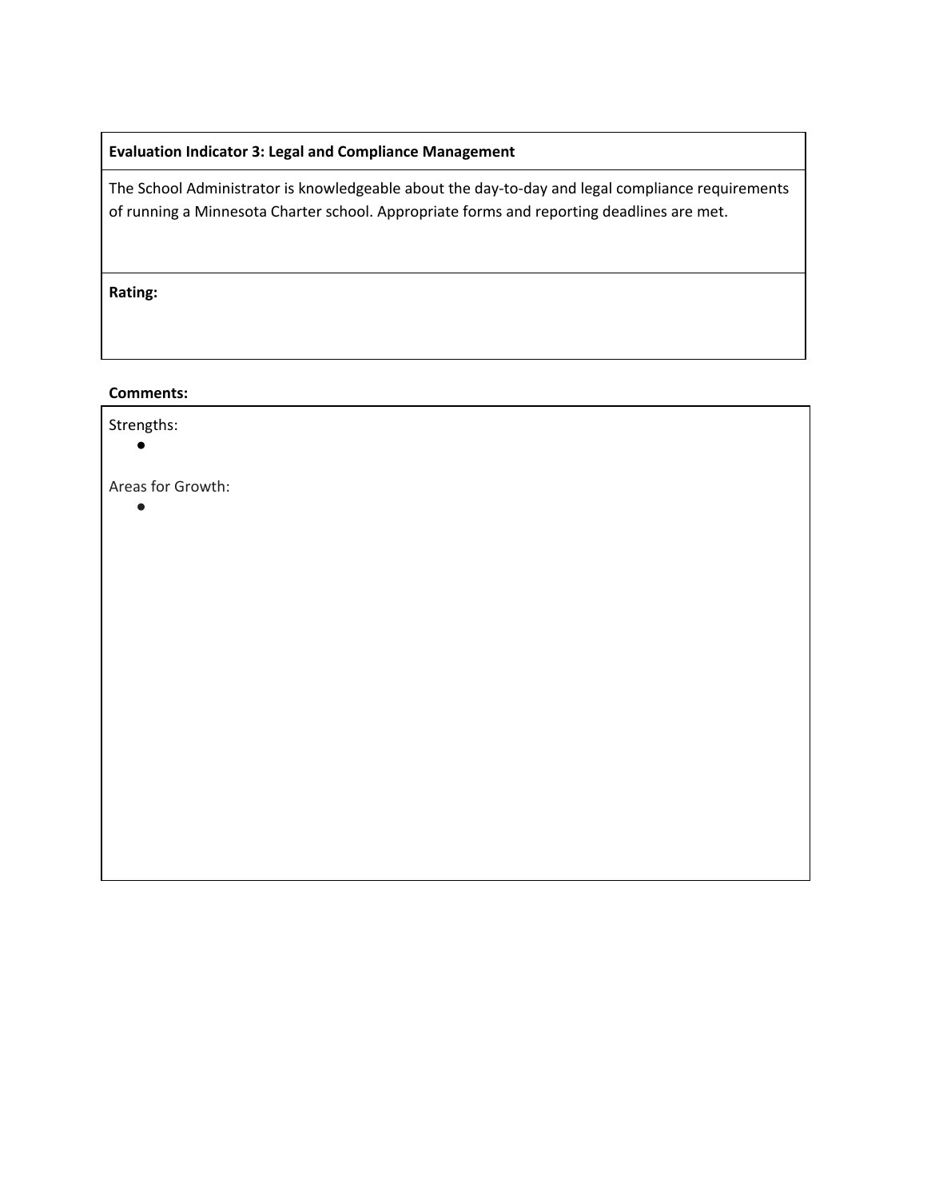| **Evaluation Indicator 3: Legal and Compliance Management** |
| --- |
| The School Administrator is knowledgeable about the day-to-day and legal compliance requirements of running a Minnesota Charter school. Appropriate forms and reporting deadlines are met. |
| **Rating:** |

**Comments:**

Strengths:

- 

Areas for Growth:

-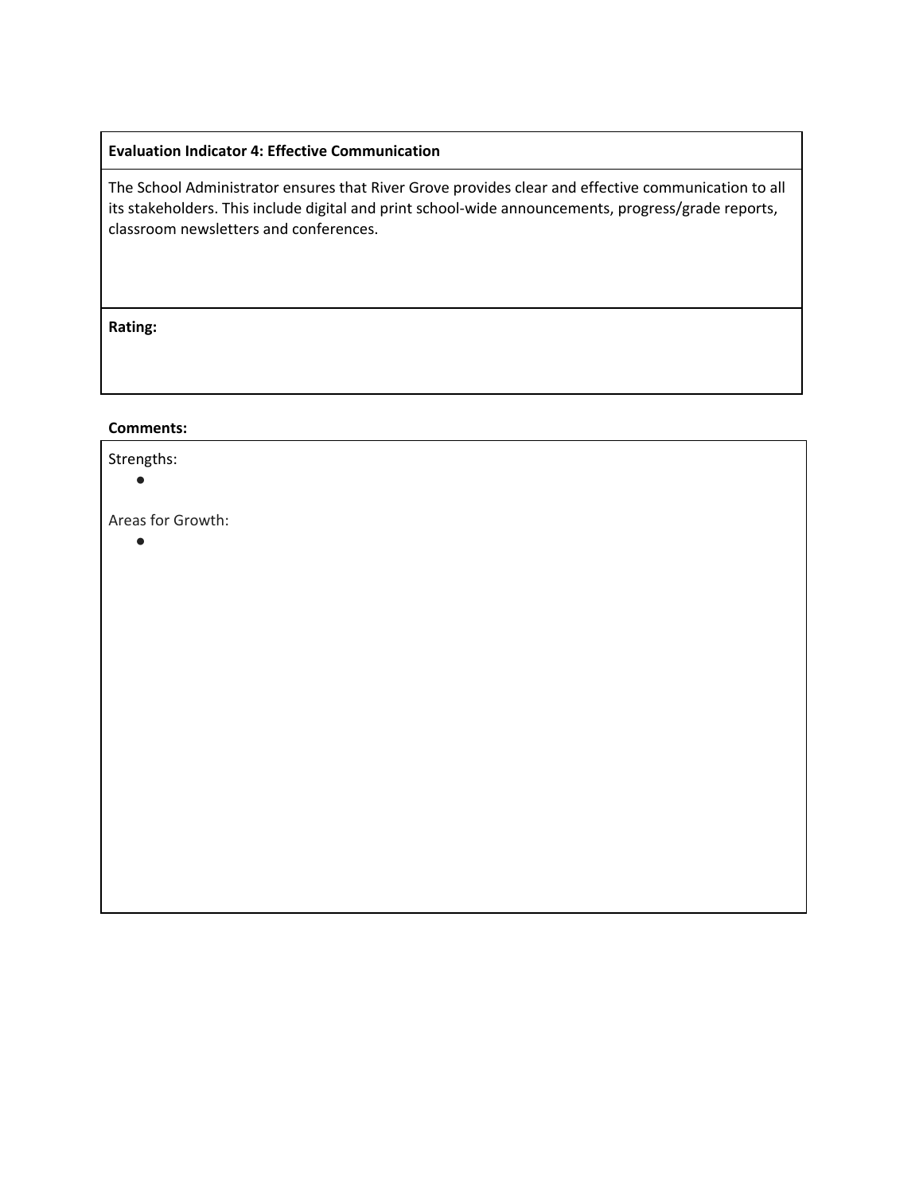| **Evaluation Indicator 4: Effective Communication** |
|---|
| The School Administrator ensures that River Grove provides clear and effective communication to all its stakeholders. This include digital and print school-wide announcements, progress/grade reports, classroom newsletters and conferences. |
| **Rating:** |

**Comments:**

Strengths:

- 

Areas for Growth:

-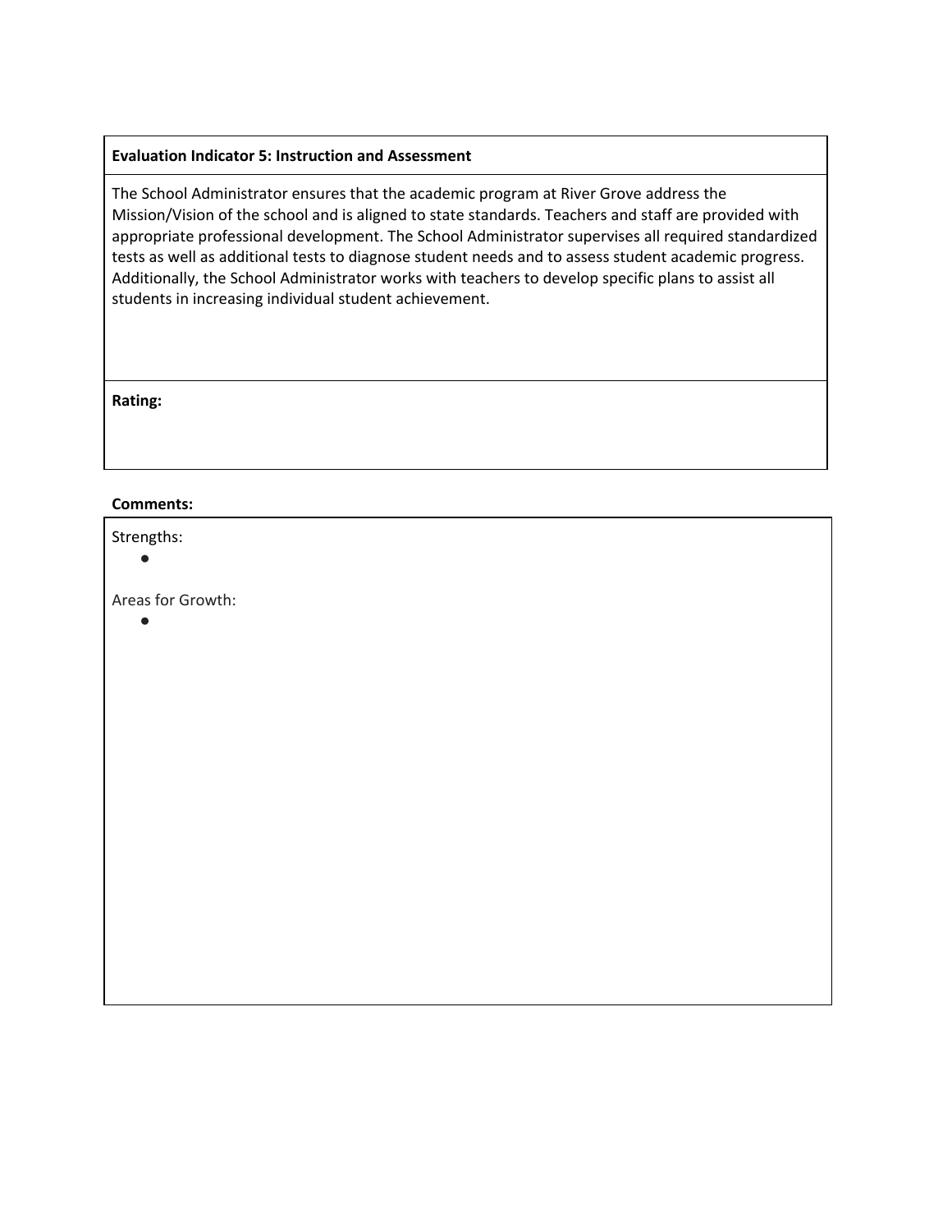| **Evaluation Indicator 5: Instruction and Assessment** |
| --- |
| The School Administrator ensures that the academic program at River Grove address the Mission/Vision of the school and is aligned to state standards. Teachers and staff are provided with appropriate professional development. The School Administrator supervises all required standardized tests as well as additional tests to diagnose student needs and to assess student academic progress. Additionally, the School Administrator works with teachers to develop specific plans to assist all students in increasing individual student achievement. |
| **Rating:** |

**Comments:**

Strengths:

- 

Areas for Growth:

-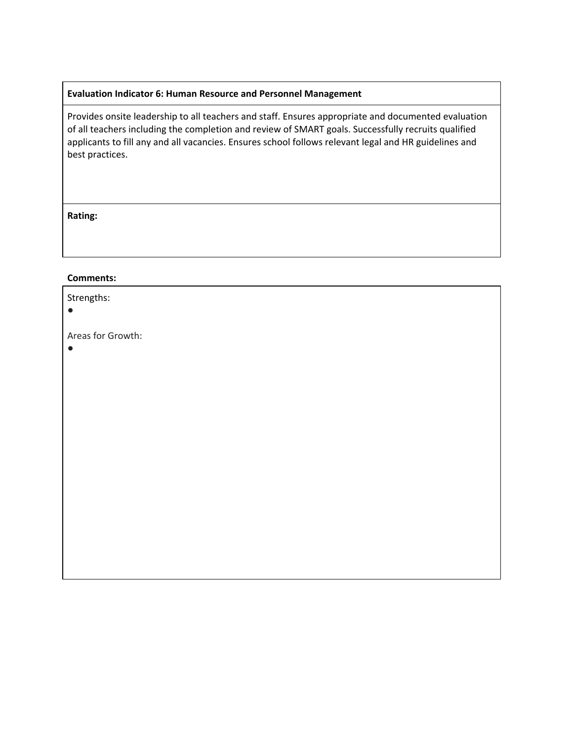| **Evaluation Indicator 6: Human Resource and Personnel Management** |
| --- |
| Provides onsite leadership to all teachers and staff. Ensures appropriate and documented evaluation of all teachers including the completion and review of SMART goals. Successfully recruits qualified applicants to fill any and all vacancies. Ensures school follows relevant legal and HR guidelines and best practices. |
| **Rating:** |

**Comments:**

Strengths:

-

Areas for Growth:

-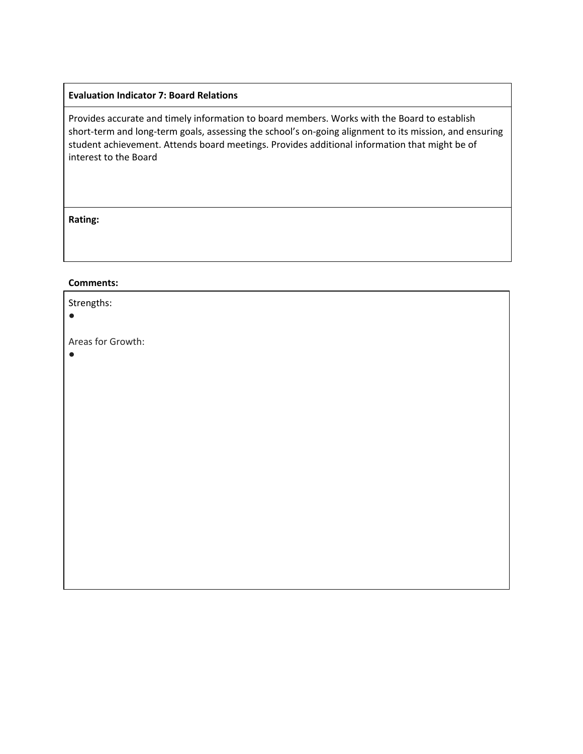| **Evaluation Indicator 7: Board Relations** |
| --- |
| Provides accurate and timely information to board members. Works with the Board to establish short-term and long-term goals, assessing the school's on-going alignment to its mission, and ensuring student achievement. Attends board meetings. Provides additional information that might be of interest to the Board |
| **Rating:** |

**Comments:**

Strengths:

- 

Areas for Growth:

-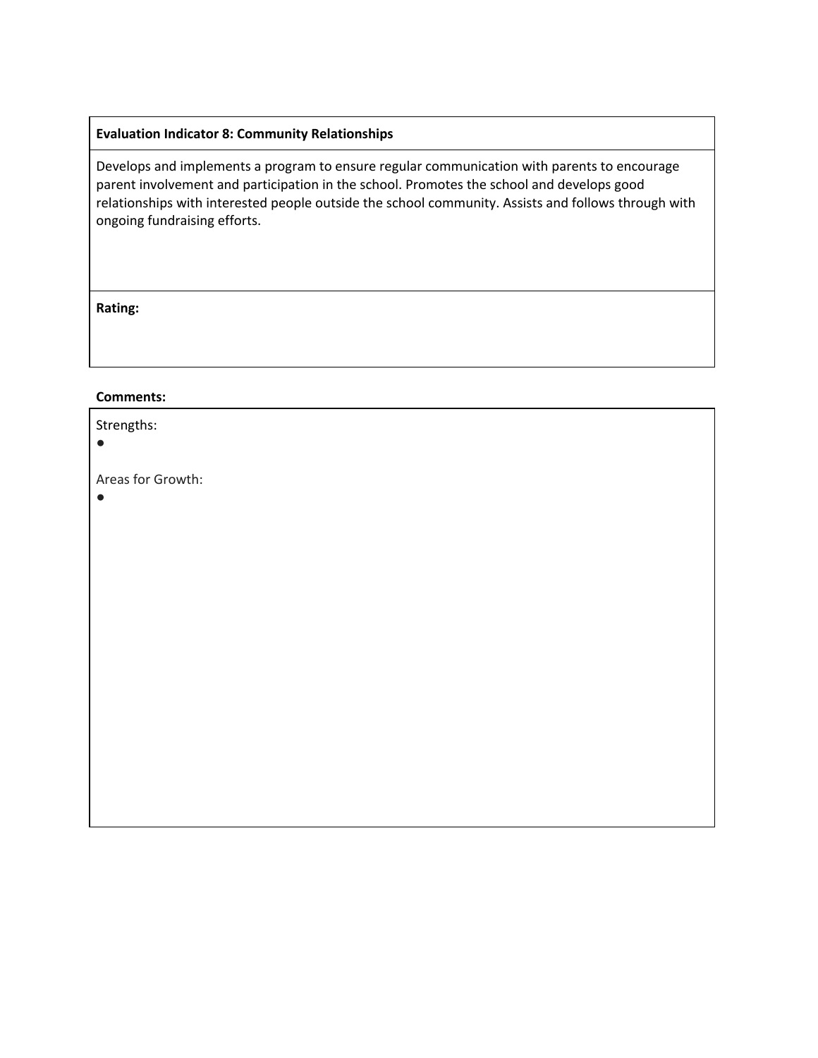| **Evaluation Indicator 8: Community Relationships** |
|---|
| Develops and implements a program to ensure regular communication with parents to encourage parent involvement and participation in the school. Promotes the school and develops good relationships with interested people outside the school community. Assists and follows through with ongoing fundraising efforts. |
| **Rating:** |

**Comments:**

Strengths:

- 

Areas for Growth:

-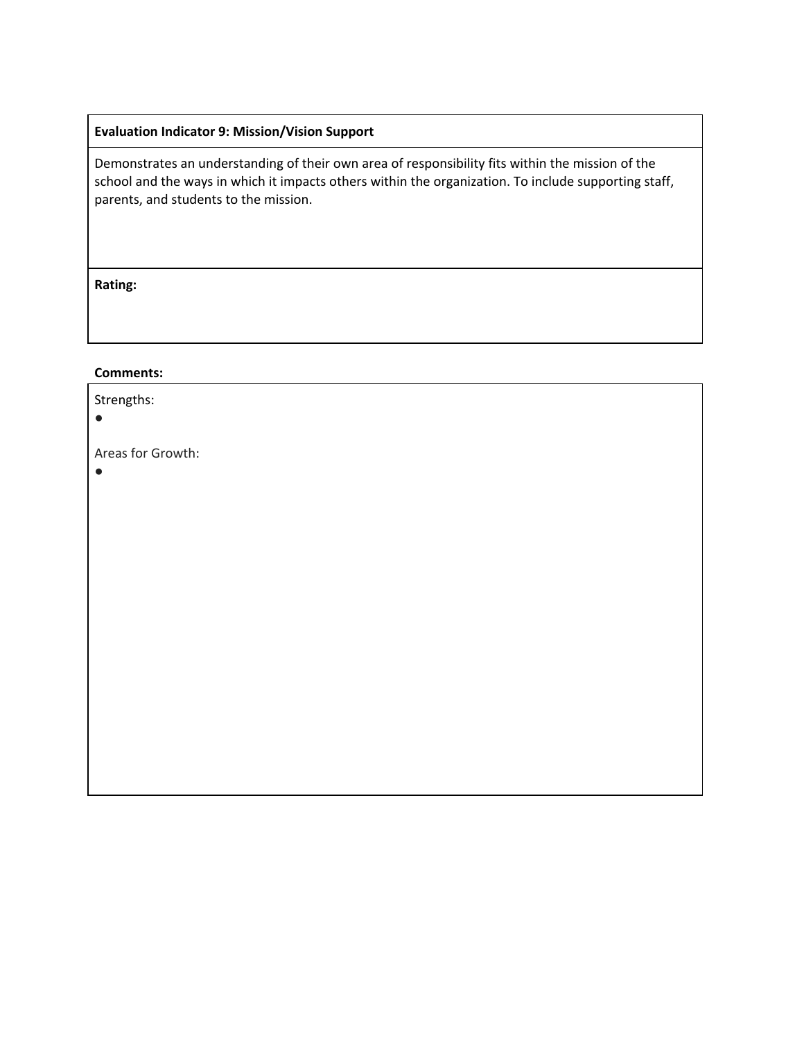**Evaluation Indicator 9: Mission/Vision Support**

Demonstrates an understanding of their own area of responsibility fits within the mission of the school and the ways in which it impacts others within the organization. To include supporting staff, parents, and students to the mission.

**Rating:**

**Comments:**

Strengths:

- 

Areas for Growth:

-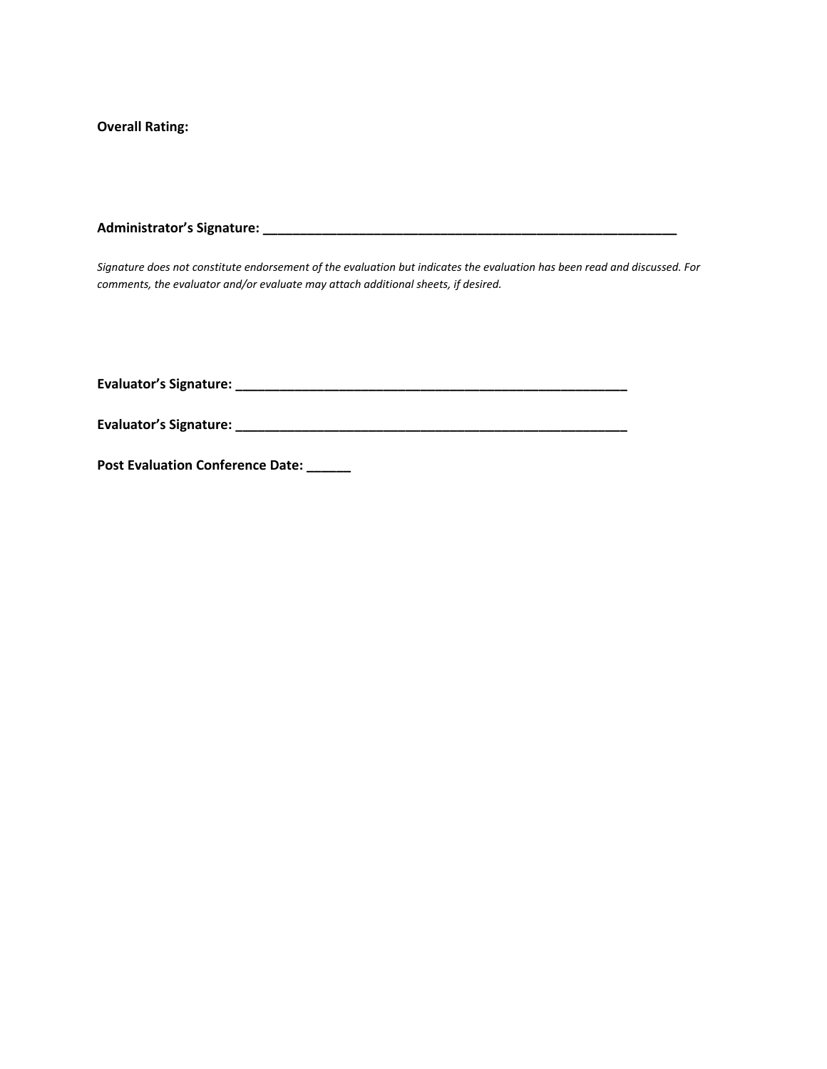**Overall Rating:**

**Administrator's Signature: _______________________________________________________**

*Signature does not constitute endorsement of the evaluation but indicates the evaluation has been read and discussed. For comments, the evaluator and/or evaluate may attach additional sheets, if desired.*

**Evaluator's Signature: ____________________________________________________**

**Evaluator's Signature: ____________________________________________________**

**Post Evaluation Conference Date: ______**